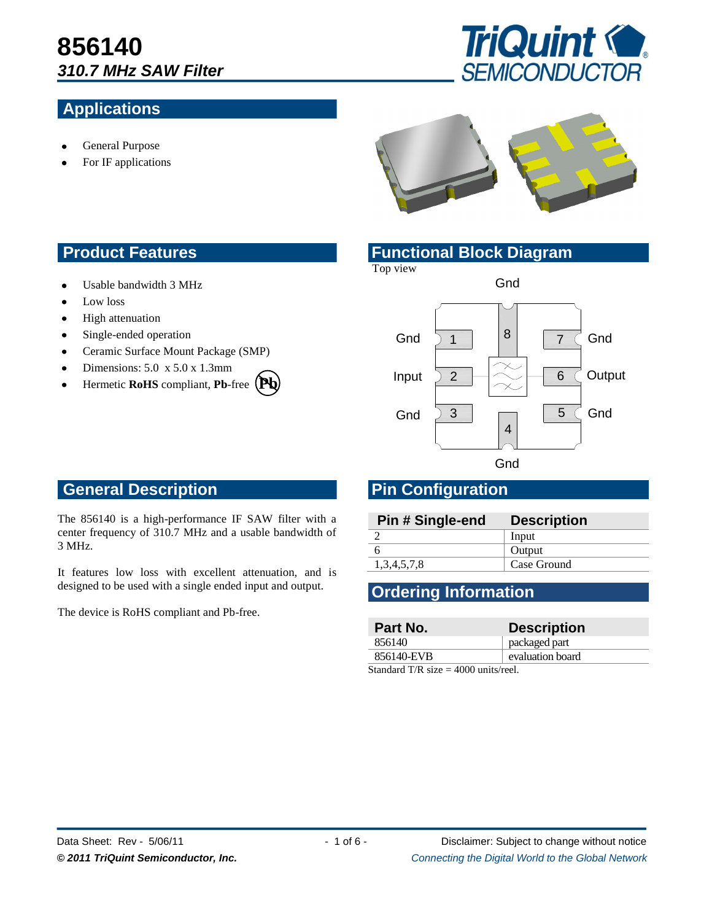# 856140

***310.7 MHz SAW Filter***

## Applications

- General Purpose
- For IF applications

## Product Features

- Usable bandwidth 3 MHz
- Low loss
- High attenuation
- Single-ended operation
- Ceramic Surface Mount Package (SMP)
- Dimensions: 5.0 x 5.0 x 1.3mm
- Hermetic **RoHS** compliant, **Pb**-free

## Functional Block Diagram

Top view

Gnd

| | | |
|---|---|---|
| Gnd | 1 | 8 (Gnd) |
| Input | 2 | 7 Gnd |
| Gnd | 3 | 6 Output |
| | 4 (Gnd) | 5 Gnd |

Gnd

## General Description

The 856140 is a high-performance IF SAW filter with a center frequency of 310.7 MHz and a usable bandwidth of 3 MHz.

It features low loss with excellent attenuation, and is designed to be used with a single ended input and output.

The device is RoHS compliant and Pb-free.

## Pin Configuration

| Pin # Single-end | Description |
|---|---|
| 2 | Input |
| 6 | Output |
| 1,3,4,5,7,8 | Case Ground |

## Ordering Information

| Part No. | Description |
|---|---|
| 856140 | packaged part |
| 856140-EVB | evaluation board |

Standard T/R size = 4000 units/reel.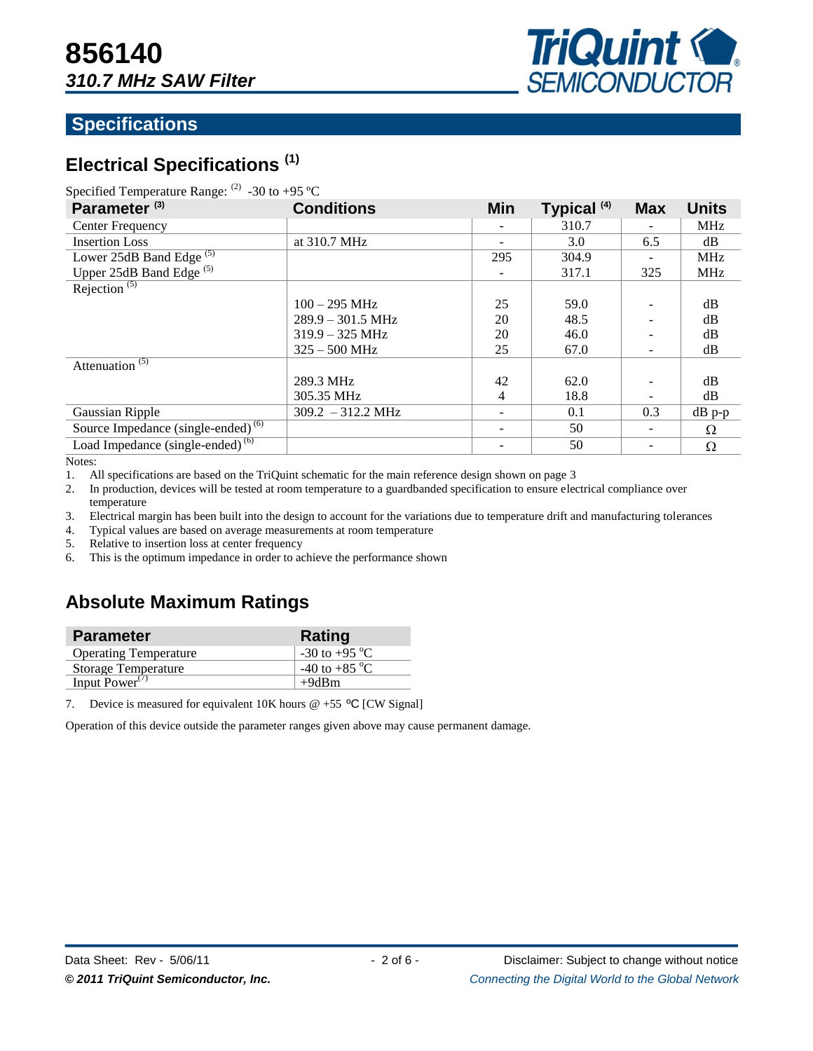# 856140

## *310.7 MHz SAW Filter*

## Specifications

### Electrical Specifications [(1)]

Specified Temperature Range: [(2)] -30 to +95 ºC

| Parameter [(3)] | Conditions | Min | Typical [(4)] | Max | Units |
|---|---|---|---|---|---|
| Center Frequency | | - | 310.7 | - | MHz |
| Insertion Loss | at 310.7 MHz | - | 3.0 | 6.5 | dB |
| Lower 25dB Band Edge [(5)] | | 295 | 304.9 | - | MHz |
| Upper 25dB Band Edge [(5)] | | - | 317.1 | 325 | MHz |
| Rejection [(5)] | | | | | |
| | 100 – 295 MHz | 25 | 59.0 | - | dB |
| | 289.9 – 301.5 MHz | 20 | 48.5 | - | dB |
| | 319.9 – 325 MHz | 20 | 46.0 | - | dB |
| | 325 – 500 MHz | 25 | 67.0 | - | dB |
| Attenuation [(5)] | | | | | |
| | 289.3 MHz | 42 | 62.0 | - | dB |
| | 305.35 MHz | 4 | 18.8 | - | dB |
| Gaussian Ripple | 309.2 – 312.2 MHz | - | 0.1 | 0.3 | dB p-p |
| Source Impedance (single-ended) [(6)] | | - | 50 | - | Ω |
| Load Impedance (single-ended) [(6)] | | - | 50 | - | Ω |

Notes:

1. All specifications are based on the TriQuint schematic for the main reference design shown on page 3
2. In production, devices will be tested at room temperature to a guardbanded specification to ensure electrical compliance over temperature
3. Electrical margin has been built into the design to account for the variations due to temperature drift and manufacturing tolerances
4. Typical values are based on average measurements at room temperature
5. Relative to insertion loss at center frequency
6. This is the optimum impedance in order to achieve the performance shown

### Absolute Maximum Ratings

| Parameter | Rating |
|---|---|
| Operating Temperature | -30 to +95 °C |
| Storage Temperature | -40 to +85 °C |
| Input Power[(7)] | +9dBm |

7. Device is measured for equivalent 10K hours @ +55 ºC [CW Signal]

Operation of this device outside the parameter ranges given above may cause permanent damage.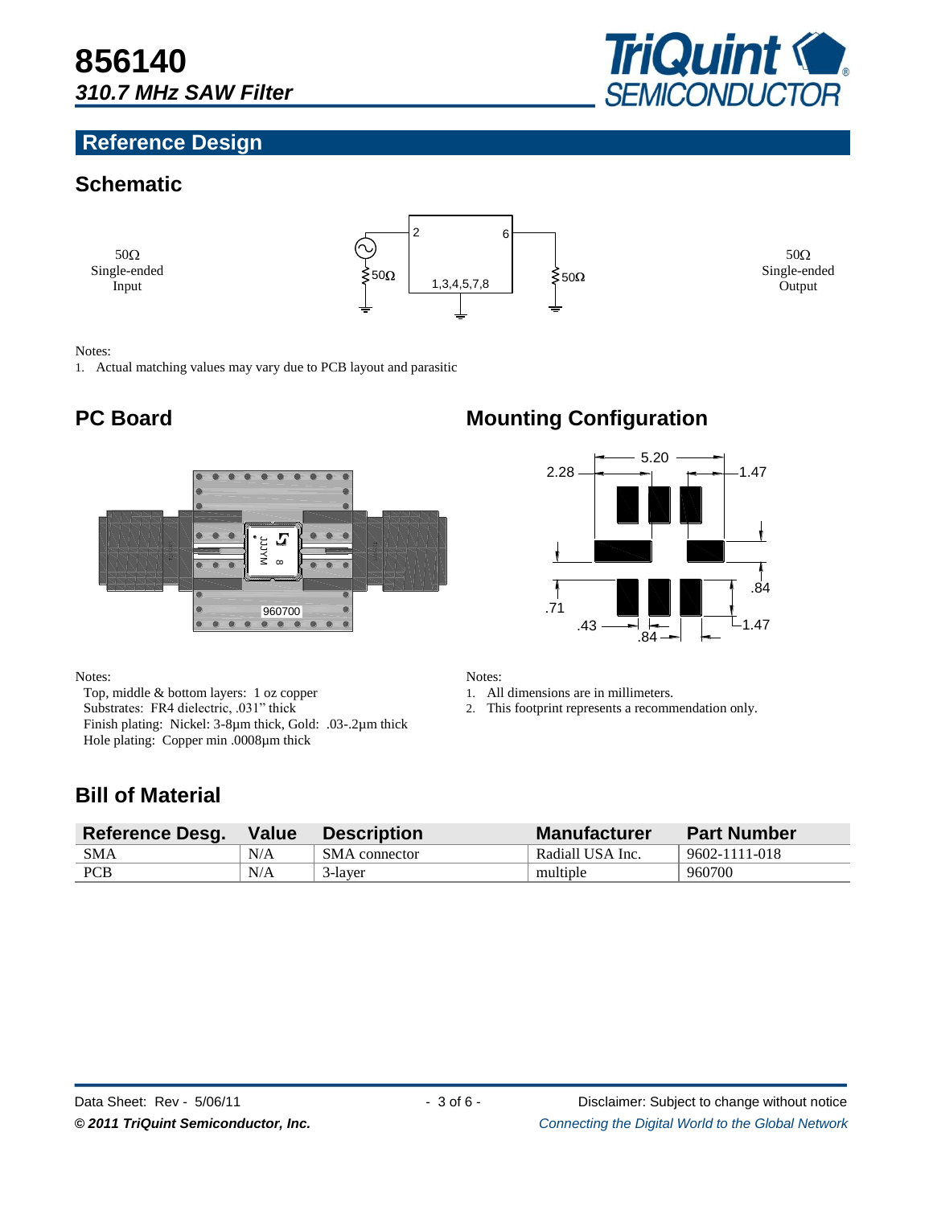# 856140
## *310.7 MHz SAW Filter*

## Reference Design

### Schematic

50Ω Single-ended Input

2 6

50Ω 1,3,4,5,7,8 50Ω

50Ω Single-ended Output

Notes:
1. Actual matching values may vary due to PCB layout and parasitic

### PC Board

Notes:
- Top, middle & bottom layers: 1 oz copper
- Substrates: FR4 dielectric, .031" thick
- Finish plating: Nickel: 3-8µm thick, Gold: .03-.2µm thick
- Hole plating: Copper min .0008µm thick

### Mounting Configuration

Notes:
1. All dimensions are in millimeters.
2. This footprint represents a recommendation only.

### Bill of Material

| Reference Desg. | Value | Description | Manufacturer | Part Number |
|---|---|---|---|---|
| SMA | N/A | SMA connector | Radiall USA Inc. | 9602-1111-018 |
| PCB | N/A | 3-layer | multiple | 960700 |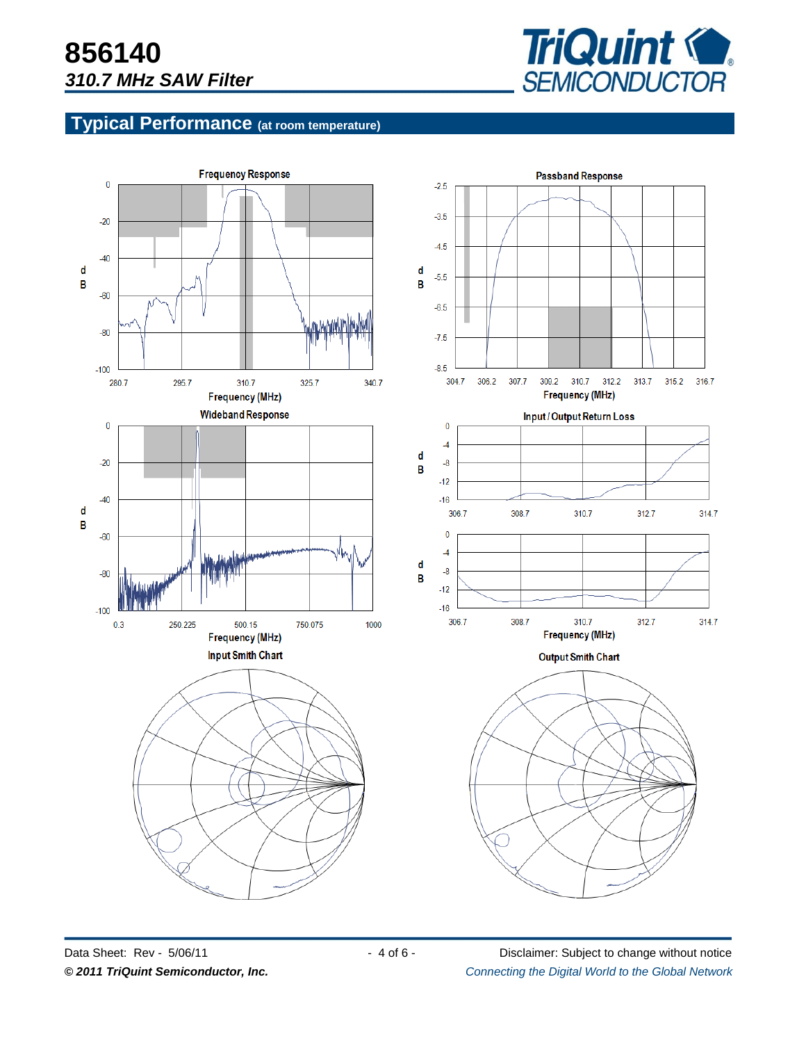# 856140

## *310.7 MHz SAW Filter*

## Typical Performance (at room temperature)

**Frequency Response**

d B: 0, -20, -40, -60, -80, -100

Frequency (MHz): 280.7, 295.7, 310.7, 325.7, 340.7

**Passband Response**

d B: -2.5, -3.5, -4.5, -5.5, -6.5, -7.5, -8.5

Frequency (MHz): 304.7, 306.2, 307.7, 309.2, 310.7, 312.2, 313.7, 315.2, 316.7

**Wideband Response**

d B: 0, -20, -40, -60, -80, -100

Frequency (MHz): 0.3, 250.225, 500.15, 750.075, 1000

**Input / Output Return Loss**

d B: 0, -4, -8, -12, -16

306.7, 308.7, 310.7, 312.7, 314.7

d B: 0, -4, -8, -12, -16

Frequency (MHz): 306.7, 308.7, 310.7, 312.7, 314.7

**Input Smith Chart**

**Output Smith Chart**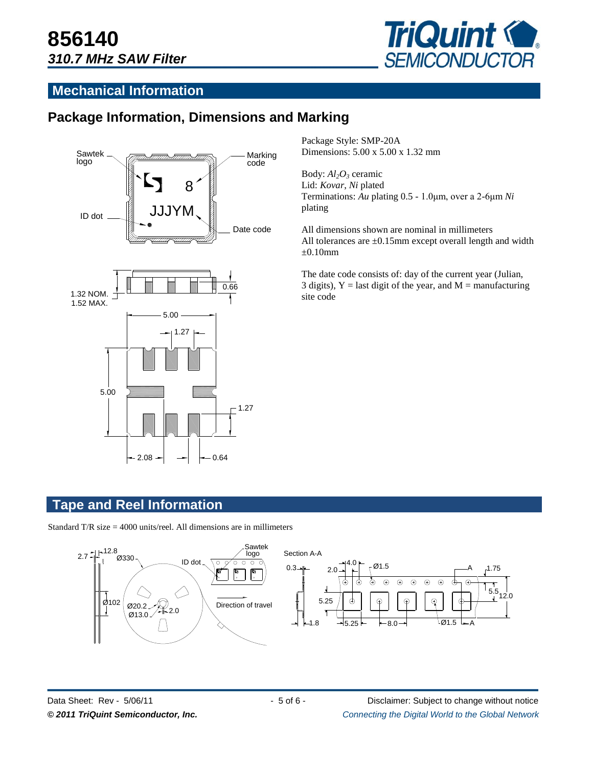# 856140

## *310.7 MHz SAW Filter*

## Mechanical Information

### Package Information, Dimensions and Marking

Package Style: SMP-20A
Dimensions: 5.00 x 5.00 x 1.32 mm

Body: $Al_2O_3$ ceramic
Lid: *Kovar*, *Ni* plated
Terminations: *Au* plating 0.5 - 1.0µm, over a 2-6µm *Ni* plating

All dimensions shown are nominal in millimeters
All tolerances are ±0.15mm except overall length and width ±0.10mm

The date code consists of: day of the current year (Julian, 3 digits), Y = last digit of the year, and M = manufacturing site code

## Tape and Reel Information

Standard T/R size = 4000 units/reel. All dimensions are in millimeters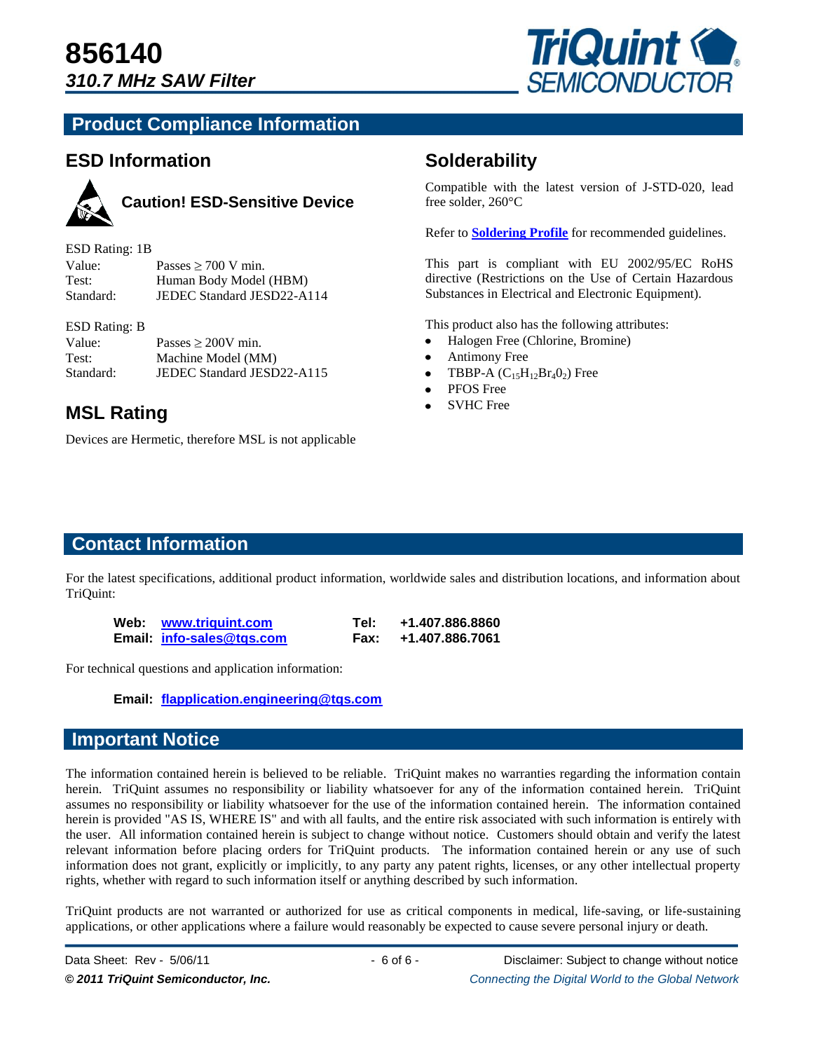# 856140

## *310.7 MHz SAW Filter*

## Product Compliance Information

### ESD Information

**Caution! ESD-Sensitive Device**

ESD Rating: 1B

| | |
|---|---|
| Value: | Passes ≥ 700 V min. |
| Test: | Human Body Model (HBM) |
| Standard: | JEDEC Standard JESD22-A114 |

ESD Rating: B

| | |
|---|---|
| Value: | Passes ≥ 200V min. |
| Test: | Machine Model (MM) |
| Standard: | JEDEC Standard JESD22-A115 |

### MSL Rating

Devices are Hermetic, therefore MSL is not applicable

### Solderability

Compatible with the latest version of J-STD-020, lead free solder, 260°C

Refer to **Soldering Profile** for recommended guidelines.

This part is compliant with EU 2002/95/EC RoHS directive (Restrictions on the Use of Certain Hazardous Substances in Electrical and Electronic Equipment).

This product also has the following attributes:

- Halogen Free (Chlorine, Bromine)
- Antimony Free
- TBBP-A ($C_{15}H_{12}Br_4 0_2$) Free
- PFOS Free
- SVHC Free

## Contact Information

For the latest specifications, additional product information, worldwide sales and distribution locations, and information about TriQuint:

| | | | |
|---|---|---|---|
| **Web:** | **www.triquint.com** | **Tel:** | **+1.407.886.8860** |
| **Email:** | **info-sales@tqs.com** | **Fax:** | **+1.407.886.7061** |

For technical questions and application information:

**Email:** **flapplication.engineering@tqs.com**

## Important Notice

The information contained herein is believed to be reliable. TriQuint makes no warranties regarding the information contain herein. TriQuint assumes no responsibility or liability whatsoever for any of the information contained herein. TriQuint assumes no responsibility or liability whatsoever for the use of the information contained herein. The information contained herein is provided "AS IS, WHERE IS" and with all faults, and the entire risk associated with such information is entirely with the user. All information contained herein is subject to change without notice. Customers should obtain and verify the latest relevant information before placing orders for TriQuint products. The information contained herein or any use of such information does not grant, explicitly or implicitly, to any party any patent rights, licenses, or any other intellectual property rights, whether with regard to such information itself or anything described by such information.

TriQuint products are not warranted or authorized for use as critical components in medical, life-saving, or life-sustaining applications, or other applications where a failure would reasonably be expected to cause severe personal injury or death.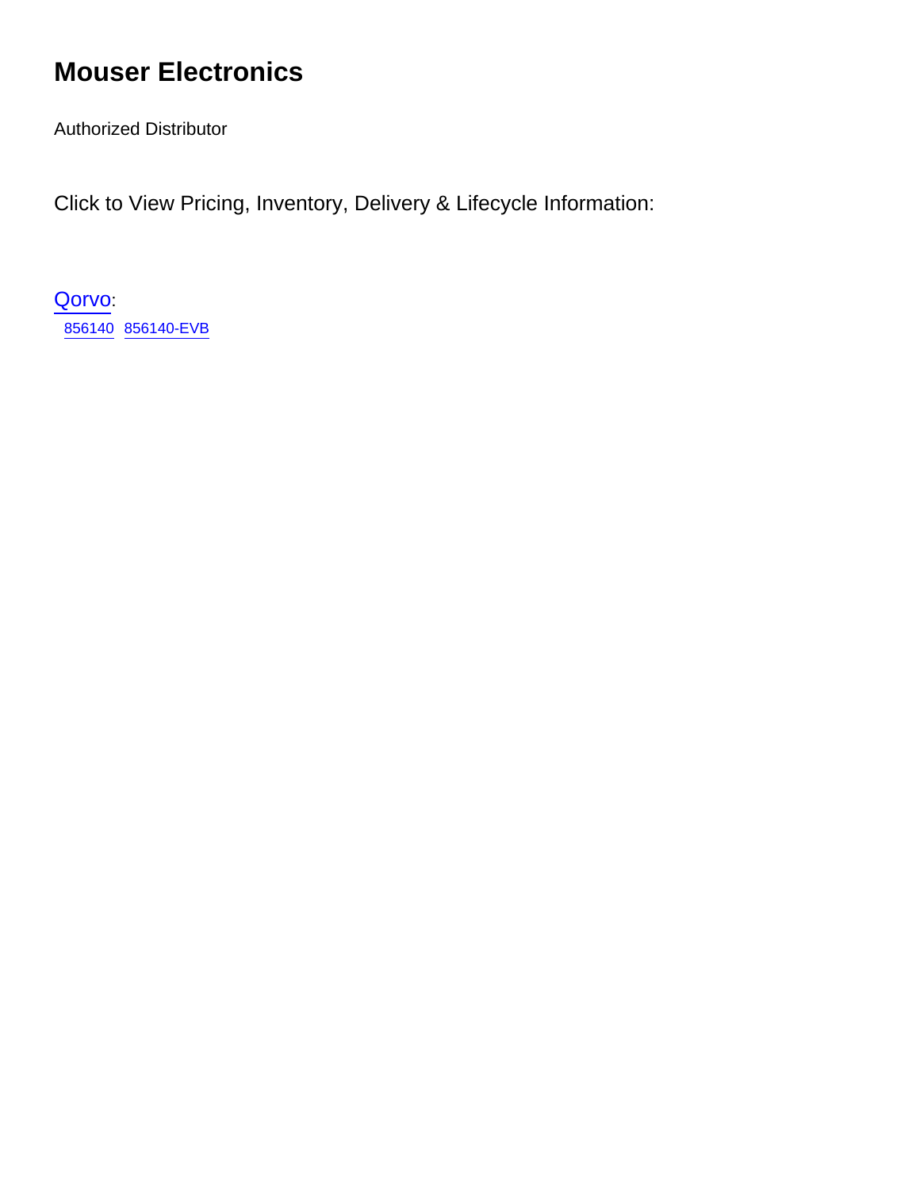# Mouser Electronics

Authorized Distributor

Click to View Pricing, Inventory, Delivery & Lifecycle Information:

Qorvo:

856140 856140-EVB